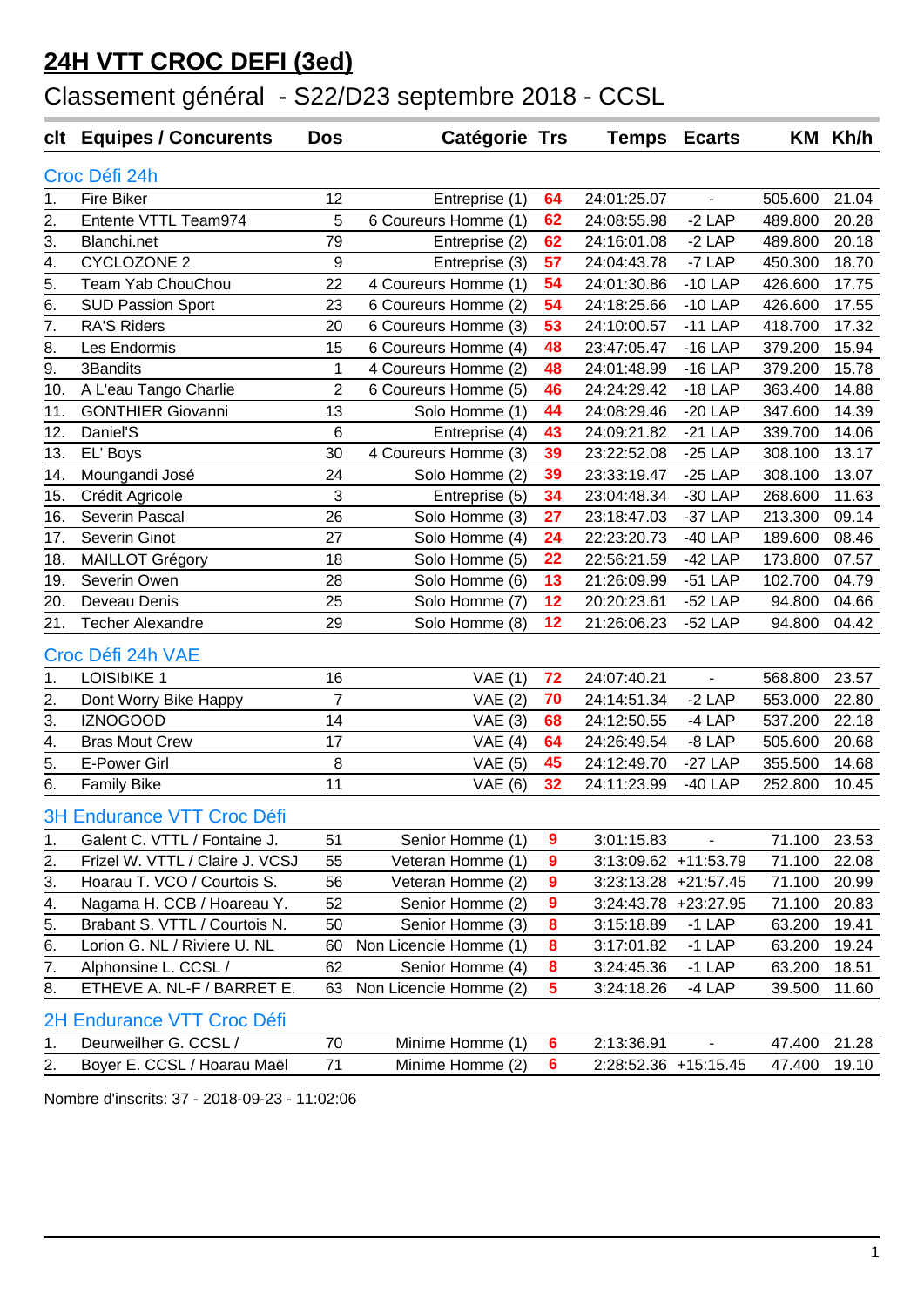# 24H VTT CROC DEFI (3ed)

## Classement général - S22/D23 septembre 2018 - CCSL

| clt | Equipes / Concurents | Dos | Catégorie | Trs | Temps | Ecarts | KM | Kh/h |
|---|---|---|---|---|---|---|---|---|
| **Croc Défi 24h** | | | | | | | | |
| 1. | Fire Biker | 12 | Entreprise (1) | 64 | 24:01:25.07 | - | 505.600 | 21.04 |
| 2. | Entente VTTL Team974 | 5 | 6 Coureurs Homme (1) | 62 | 24:08:55.98 | -2 LAP | 489.800 | 20.28 |
| 3. | Blanchi.net | 79 | Entreprise (2) | 62 | 24:16:01.08 | -2 LAP | 489.800 | 20.18 |
| 4. | CYCLOZONE 2 | 9 | Entreprise (3) | 57 | 24:04:43.78 | -7 LAP | 450.300 | 18.70 |
| 5. | Team Yab ChouChou | 22 | 4 Coureurs Homme (1) | 54 | 24:01:30.86 | -10 LAP | 426.600 | 17.75 |
| 6. | SUD Passion Sport | 23 | 6 Coureurs Homme (2) | 54 | 24:18:25.66 | -10 LAP | 426.600 | 17.55 |
| 7. | RA'S Riders | 20 | 6 Coureurs Homme (3) | 53 | 24:10:00.57 | -11 LAP | 418.700 | 17.32 |
| 8. | Les Endormis | 15 | 6 Coureurs Homme (4) | 48 | 23:47:05.47 | -16 LAP | 379.200 | 15.94 |
| 9. | 3Bandits | 1 | 4 Coureurs Homme (2) | 48 | 24:01:48.99 | -16 LAP | 379.200 | 15.78 |
| 10. | A L'eau Tango Charlie | 2 | 6 Coureurs Homme (5) | 46 | 24:24:29.42 | -18 LAP | 363.400 | 14.88 |
| 11. | GONTHIER Giovanni | 13 | Solo Homme (1) | 44 | 24:08:29.46 | -20 LAP | 347.600 | 14.39 |
| 12. | Daniel'S | 6 | Entreprise (4) | 43 | 24:09:21.82 | -21 LAP | 339.700 | 14.06 |
| 13. | EL' Boys | 30 | 4 Coureurs Homme (3) | 39 | 23:22:52.08 | -25 LAP | 308.100 | 13.17 |
| 14. | Moungandi José | 24 | Solo Homme (2) | 39 | 23:33:19.47 | -25 LAP | 308.100 | 13.07 |
| 15. | Crédit Agricole | 3 | Entreprise (5) | 34 | 23:04:48.34 | -30 LAP | 268.600 | 11.63 |
| 16. | Severin Pascal | 26 | Solo Homme (3) | 27 | 23:18:47.03 | -37 LAP | 213.300 | 09.14 |
| 17. | Severin Ginot | 27 | Solo Homme (4) | 24 | 22:23:20.73 | -40 LAP | 189.600 | 08.46 |
| 18. | MAILLOT Grégory | 18 | Solo Homme (5) | 22 | 22:56:21.59 | -42 LAP | 173.800 | 07.57 |
| 19. | Severin Owen | 28 | Solo Homme (6) | 13 | 21:26:09.99 | -51 LAP | 102.700 | 04.79 |
| 20. | Deveau Denis | 25 | Solo Homme (7) | 12 | 20:20:23.61 | -52 LAP | 94.800 | 04.66 |
| 21. | Techer Alexandre | 29 | Solo Homme (8) | 12 | 21:26:06.23 | -52 LAP | 94.800 | 04.42 |
| **Croc Défi 24h VAE** | | | | | | | | |
| 1. | LOISIbIKE 1 | 16 | VAE (1) | 72 | 24:07:40.21 | - | 568.800 | 23.57 |
| 2. | Dont Worry Bike Happy | 7 | VAE (2) | 70 | 24:14:51.34 | -2 LAP | 553.000 | 22.80 |
| 3. | IZNOGOOD | 14 | VAE (3) | 68 | 24:12:50.55 | -4 LAP | 537.200 | 22.18 |
| 4. | Bras Mout Crew | 17 | VAE (4) | 64 | 24:26:49.54 | -8 LAP | 505.600 | 20.68 |
| 5. | E-Power Girl | 8 | VAE (5) | 45 | 24:12:49.70 | -27 LAP | 355.500 | 14.68 |
| 6. | Family Bike | 11 | VAE (6) | 32 | 24:11:23.99 | -40 LAP | 252.800 | 10.45 |
| **3H Endurance VTT Croc Défi** | | | | | | | | |
| 1. | Galent C. VTTL / Fontaine J. | 51 | Senior Homme (1) | 9 | 3:01:15.83 | - | 71.100 | 23.53 |
| 2. | Frizel W. VTTL / Claire J. VCSJ | 55 | Veteran Homme (1) | 9 | 3:13:09.62 | +11:53.79 | 71.100 | 22.08 |
| 3. | Hoarau T. VCO / Courtois S. | 56 | Veteran Homme (2) | 9 | 3:23:13.28 | +21:57.45 | 71.100 | 20.99 |
| 4. | Nagama H. CCB / Hoareau Y. | 52 | Senior Homme (2) | 9 | 3:24:43.78 | +23:27.95 | 71.100 | 20.83 |
| 5. | Brabant S. VTTL / Courtois N. | 50 | Senior Homme (3) | 8 | 3:15:18.89 | -1 LAP | 63.200 | 19.41 |
| 6. | Lorion G. NL / Riviere U. NL | 60 | Non Licencie Homme (1) | 8 | 3:17:01.82 | -1 LAP | 63.200 | 19.24 |
| 7. | Alphonsine L. CCSL / | 62 | Senior Homme (4) | 8 | 3:24:45.36 | -1 LAP | 63.200 | 18.51 |
| 8. | ETHEVE A. NL-F / BARRET E. | 63 | Non Licencie Homme (2) | 5 | 3:24:18.26 | -4 LAP | 39.500 | 11.60 |
| **2H Endurance VTT Croc Défi** | | | | | | | | |
| 1. | Deurweilher G. CCSL / | 70 | Minime Homme (1) | 6 | 2:13:36.91 | - | 47.400 | 21.28 |
| 2. | Boyer E. CCSL / Hoarau Maël | 71 | Minime Homme (2) | 6 | 2:28:52.36 | +15:15.45 | 47.400 | 19.10 |

Nombre d'inscrits: 37 - 2018-09-23 - 11:02:06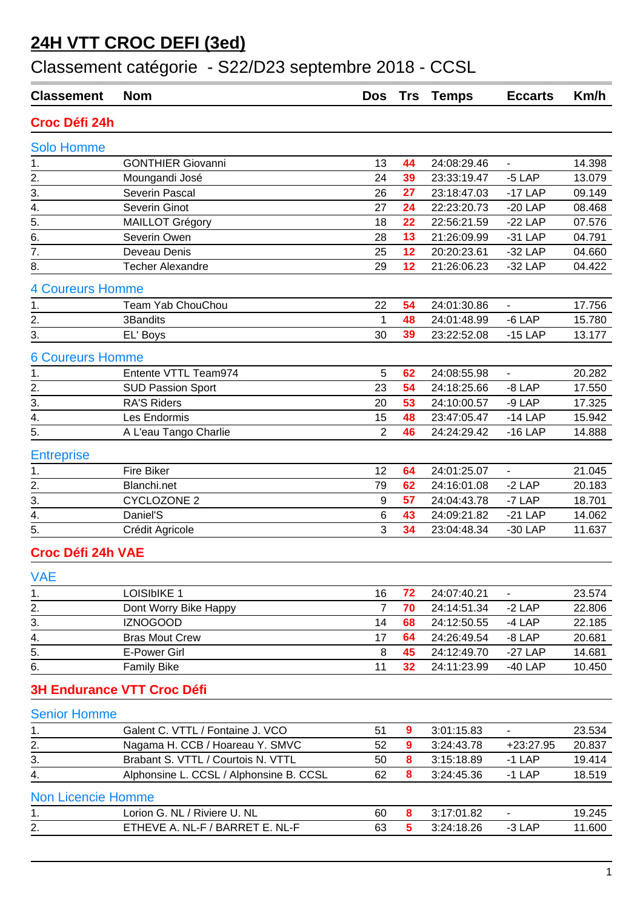# 24H VTT CROC DEFI (3ed)

## Classement catégorie - S22/D23 septembre 2018 - CCSL

| Classement | Nom | Dos | Trs | Temps | Eccarts | Km/h |
|---|---|---|---|---|---|---|

### Croc Défi 24h

#### Solo Homme

| Classement | Nom | Dos | Trs | Temps | Eccarts | Km/h |
|---|---|---|---|---|---|---|
| 1. | GONTHIER Giovanni | 13 | 44 | 24:08:29.46 | - | 14.398 |
| 2. | Moungandi José | 24 | 39 | 23:33:19.47 | -5 LAP | 13.079 |
| 3. | Severin Pascal | 26 | 27 | 23:18:47.03 | -17 LAP | 09.149 |
| 4. | Severin Ginot | 27 | 24 | 22:23:20.73 | -20 LAP | 08.468 |
| 5. | MAILLOT Grégory | 18 | 22 | 22:56:21.59 | -22 LAP | 07.576 |
| 6. | Severin Owen | 28 | 13 | 21:26:09.99 | -31 LAP | 04.791 |
| 7. | Deveau Denis | 25 | 12 | 20:20:23.61 | -32 LAP | 04.660 |
| 8. | Techer Alexandre | 29 | 12 | 21:26:06.23 | -32 LAP | 04.422 |

#### 4 Coureurs Homme

| Classement | Nom | Dos | Trs | Temps | Eccarts | Km/h |
|---|---|---|---|---|---|---|
| 1. | Team Yab ChouChou | 22 | 54 | 24:01:30.86 | - | 17.756 |
| 2. | 3Bandits | 1 | 48 | 24:01:48.99 | -6 LAP | 15.780 |
| 3. | EL' Boys | 30 | 39 | 23:22:52.08 | -15 LAP | 13.177 |

#### 6 Coureurs Homme

| Classement | Nom | Dos | Trs | Temps | Eccarts | Km/h |
|---|---|---|---|---|---|---|
| 1. | Entente VTTL Team974 | 5 | 62 | 24:08:55.98 | - | 20.282 |
| 2. | SUD Passion Sport | 23 | 54 | 24:18:25.66 | -8 LAP | 17.550 |
| 3. | RA'S Riders | 20 | 53 | 24:10:00.57 | -9 LAP | 17.325 |
| 4. | Les Endormis | 15 | 48 | 23:47:05.47 | -14 LAP | 15.942 |
| 5. | A L'eau Tango Charlie | 2 | 46 | 24:24:29.42 | -16 LAP | 14.888 |

#### Entreprise

| Classement | Nom | Dos | Trs | Temps | Eccarts | Km/h |
|---|---|---|---|---|---|---|
| 1. | Fire Biker | 12 | 64 | 24:01:25.07 | - | 21.045 |
| 2. | Blanchi.net | 79 | 62 | 24:16:01.08 | -2 LAP | 20.183 |
| 3. | CYCLOZONE 2 | 9 | 57 | 24:04:43.78 | -7 LAP | 18.701 |
| 4. | Daniel'S | 6 | 43 | 24:09:21.82 | -21 LAP | 14.062 |
| 5. | Crédit Agricole | 3 | 34 | 23:04:48.34 | -30 LAP | 11.637 |

### Croc Défi 24h VAE

#### VAE

| Classement | Nom | Dos | Trs | Temps | Eccarts | Km/h |
|---|---|---|---|---|---|---|
| 1. | LOISIbIKE 1 | 16 | 72 | 24:07:40.21 | - | 23.574 |
| 2. | Dont Worry Bike Happy | 7 | 70 | 24:14:51.34 | -2 LAP | 22.806 |
| 3. | IZNOGOOD | 14 | 68 | 24:12:50.55 | -4 LAP | 22.185 |
| 4. | Bras Mout Crew | 17 | 64 | 24:26:49.54 | -8 LAP | 20.681 |
| 5. | E-Power Girl | 8 | 45 | 24:12:49.70 | -27 LAP | 14.681 |
| 6. | Family Bike | 11 | 32 | 24:11:23.99 | -40 LAP | 10.450 |

### 3H Endurance VTT Croc Défi

#### Senior Homme

| Classement | Nom | Dos | Trs | Temps | Eccarts | Km/h |
|---|---|---|---|---|---|---|
| 1. | Galent C. VTTL / Fontaine J. VCO | 51 | 9 | 3:01:15.83 | - | 23.534 |
| 2. | Nagama H. CCB / Hoareau Y. SMVC | 52 | 9 | 3:24:43.78 | +23:27.95 | 20.837 |
| 3. | Brabant S. VTTL / Courtois N. VTTL | 50 | 8 | 3:15:18.89 | -1 LAP | 19.414 |
| 4. | Alphonsine L. CCSL / Alphonsine B. CCSL | 62 | 8 | 3:24:45.36 | -1 LAP | 18.519 |

#### Non Licencie Homme

| Classement | Nom | Dos | Trs | Temps | Eccarts | Km/h |
|---|---|---|---|---|---|---|
| 1. | Lorion G. NL / Riviere U. NL | 60 | 8 | 3:17:01.82 | - | 19.245 |
| 2. | ETHEVE A. NL-F / BARRET E. NL-F | 63 | 5 | 3:24:18.26 | -3 LAP | 11.600 |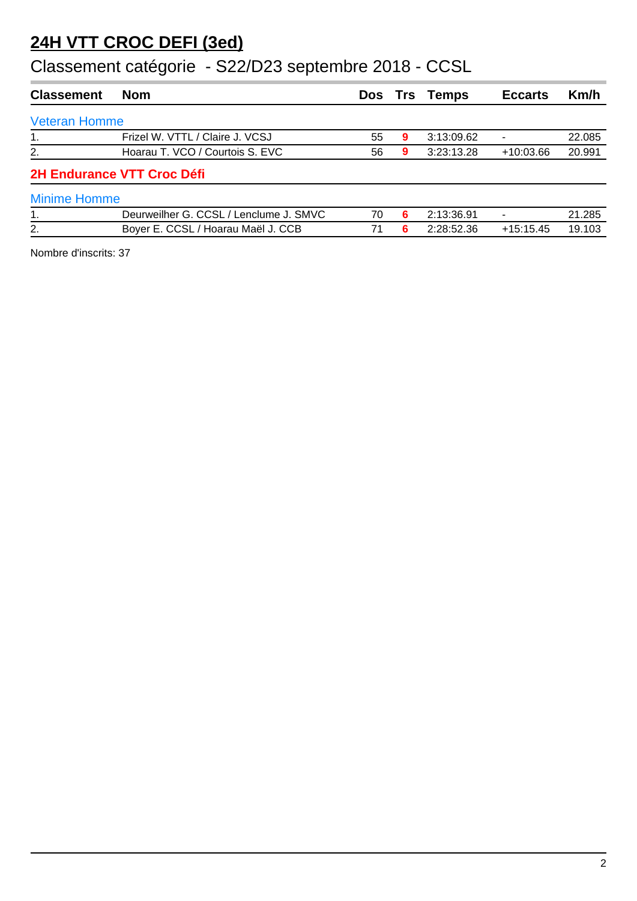# 24H VTT CROC DEFI (3ed)

## Classement catégorie - S22/D23 septembre 2018 - CCSL

| Classement | Nom | Dos | Trs | Temps | Eccarts | Km/h |
|---|---|---|---|---|---|---|
| **Veteran Homme** | | | | | | |
| 1. | Frizel W. VTTL / Claire J. VCSJ | 55 | 9 | 3:13:09.62 | - | 22.085 |
| 2. | Hoarau T. VCO / Courtois S. EVC | 56 | 9 | 3:23:13.28 | +10:03.66 | 20.991 |
| **2H Endurance VTT Croc Défi** | | | | | | |
| **Minime Homme** | | | | | | |
| 1. | Deurweilher G. CCSL / Lenclume J. SMVC | 70 | 6 | 2:13:36.91 | - | 21.285 |
| 2. | Boyer E. CCSL / Hoarau Maël J. CCB | 71 | 6 | 2:28:52.36 | +15:15.45 | 19.103 |

Nombre d'inscrits: 37